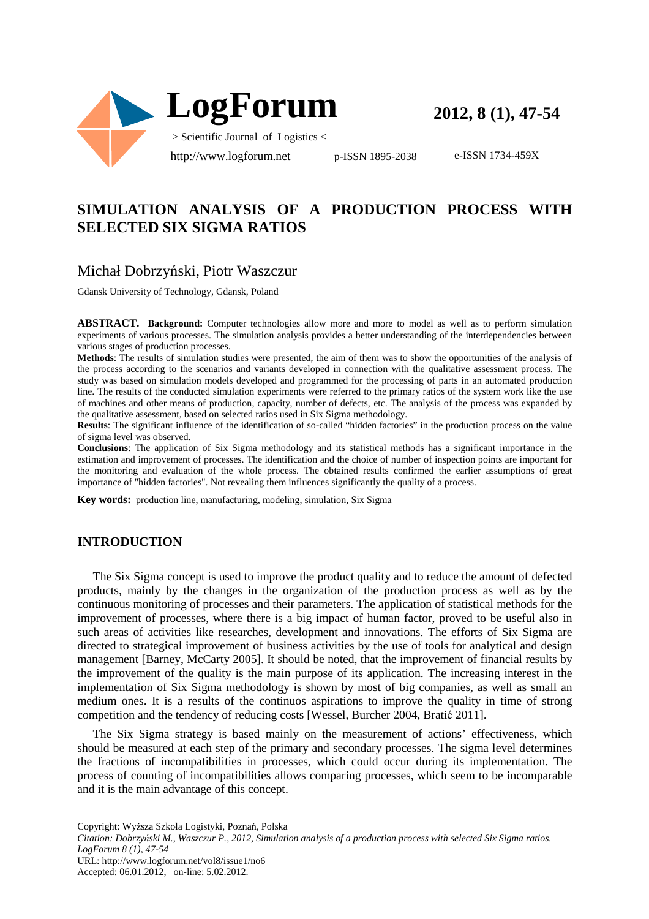# SIMULATION ANALYSIS OF A PRODUCTION PROCESS WITH SELECTED SIX SIGMA RATIOS

Michał Dobrzyński, Piotr Waszczur

Gdansk University of Technology, Gdansk, Poland

**ABSTRACT. Background:** Computer technologies allow more and more to model as well as to perform simulation experiments of various processes. The simulation analysis provides a better understanding of the interdependencies between various stages of production processes.

**Methods**: The results of simulation studies were presented, the aim of them was to show the opportunities of the analysis of the process according to the scenarios and variants developed in connection with the qualitative assessment process. The study was based on simulation models developed and programmed for the processing of parts in an automated production line. The results of the conducted simulation experiments were referred to the primary ratios of the system work like the use of machines and other means of production, capacity, number of defects, etc. The analysis of the process was expanded by the qualitative assessment, based on selected ratios used in Six Sigma methodology.

**Results**: The significant influence of the identification of so-called "hidden factories" in the production process on the value of sigma level was observed.

**Conclusions**: The application of Six Sigma methodology and its statistical methods has a significant importance in the estimation and improvement of processes. The identification and the choice of number of inspection points are important for the monitoring and evaluation of the whole process. The obtained results confirmed the earlier assumptions of great importance of "hidden factories". Not revealing them influences significantly the quality of a process.

**Key words:** production line, manufacturing, modeling, simulation, Six Sigma

## INTRODUCTION

The Six Sigma concept is used to improve the product quality and to reduce the amount of defected products, mainly by the changes in the organization of the production process as well as by the continuous monitoring of processes and their parameters. The application of statistical methods for the improvement of processes, where there is a big impact of human factor, proved to be useful also in such areas of activities like researches, development and innovations. The efforts of Six Sigma are directed to strategical improvement of business activities by the use of tools for analytical and design management [Barney, McCarty 2005]. It should be noted, that the improvement of financial results by the improvement of the quality is the main purpose of its application. The increasing interest in the implementation of Six Sigma methodology is shown by most of big companies, as well as small an medium ones. It is a results of the continuos aspirations to improve the quality in time of strong competition and the tendency of reducing costs [Wessel, Burcher 2004, Bratić 2011].

The Six Sigma strategy is based mainly on the measurement of actions' effectiveness, which should be measured at each step of the primary and secondary processes. The sigma level determines the fractions of incompatibilities in processes, which could occur during its implementation. The process of counting of incompatibilities allows comparing processes, which seem to be incomparable and it is the main advantage of this concept.

Copyright: Wyższa Szkoła Logistyki, Poznań, Polska

*Citation: Dobrzyński M., Waszczur P., 2012, Simulation analysis of a production process with selected Six Sigma ratios. LogForum 8 (1), 47-54*

URL: http://www.logforum.net/vol8/issue1/no6

Accepted: 06.01.2012, on-line: 5.02.2012.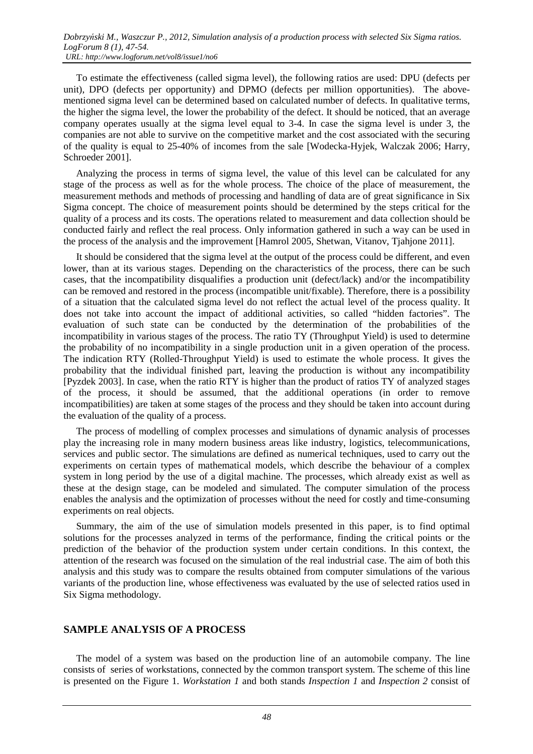To estimate the effectiveness (called sigma level), the following ratios are used: DPU (defects per unit), DPO (defects per opportunity) and DPMO (defects per million opportunities). The above-mentioned sigma level can be determined based on calculated number of defects. In qualitative terms, the higher the sigma level, the lower the probability of the defect. It should be noticed, that an average company operates usually at the sigma level equal to 3-4. In case the sigma level is under 3, the companies are not able to survive on the competitive market and the cost associated with the securing of the quality is equal to 25-40% of incomes from the sale [Wodecka-Hyjek, Walczak 2006; Harry, Schroeder 2001].

Analyzing the process in terms of sigma level, the value of this level can be calculated for any stage of the process as well as for the whole process. The choice of the place of measurement, the measurement methods and methods of processing and handling of data are of great significance in Six Sigma concept. The choice of measurement points should be determined by the steps critical for the quality of a process and its costs. The operations related to measurement and data collection should be conducted fairly and reflect the real process. Only information gathered in such a way can be used in the process of the analysis and the improvement [Hamrol 2005, Shetwan, Vitanov, Tjahjone 2011].

It should be considered that the sigma level at the output of the process could be different, and even lower, than at its various stages. Depending on the characteristics of the process, there can be such cases, that the incompatibility disqualifies a production unit (defect/lack) and/or the incompatibility can be removed and restored in the process (incompatible unit/fixable). Therefore, there is a possibility of a situation that the calculated sigma level do not reflect the actual level of the process quality. It does not take into account the impact of additional activities, so called "hidden factories". The evaluation of such state can be conducted by the determination of the probabilities of the incompatibility in various stages of the process. The ratio TY (Throughput Yield) is used to determine the probability of no incompatibility in a single production unit in a given operation of the process. The indication RTY (Rolled-Throughput Yield) is used to estimate the whole process. It gives the probability that the individual finished part, leaving the production is without any incompatibility [Pyzdek 2003]. In case, when the ratio RTY is higher than the product of ratios TY of analyzed stages of the process, it should be assumed, that the additional operations (in order to remove incompatibilities) are taken at some stages of the process and they should be taken into account during the evaluation of the quality of a process.

The process of modelling of complex processes and simulations of dynamic analysis of processes play the increasing role in many modern business areas like industry, logistics, telecommunications, services and public sector. The simulations are defined as numerical techniques, used to carry out the experiments on certain types of mathematical models, which describe the behaviour of a complex system in long period by the use of a digital machine. The processes, which already exist as well as these at the design stage, can be modeled and simulated. The computer simulation of the process enables the analysis and the optimization of processes without the need for costly and time-consuming experiments on real objects.

Summary, the aim of the use of simulation models presented in this paper, is to find optimal solutions for the processes analyzed in terms of the performance, finding the critical points or the prediction of the behavior of the production system under certain conditions. In this context, the attention of the research was focused on the simulation of the real industrial case. The aim of both this analysis and this study was to compare the results obtained from computer simulations of the various variants of the production line, whose effectiveness was evaluated by the use of selected ratios used in Six Sigma methodology.

## SAMPLE ANALYSIS OF A PROCESS

The model of a system was based on the production line of an automobile company. The line consists of series of workstations, connected by the common transport system. The scheme of this line is presented on the Figure 1. *Workstation 1* and both stands *Inspection 1* and *Inspection 2* consist of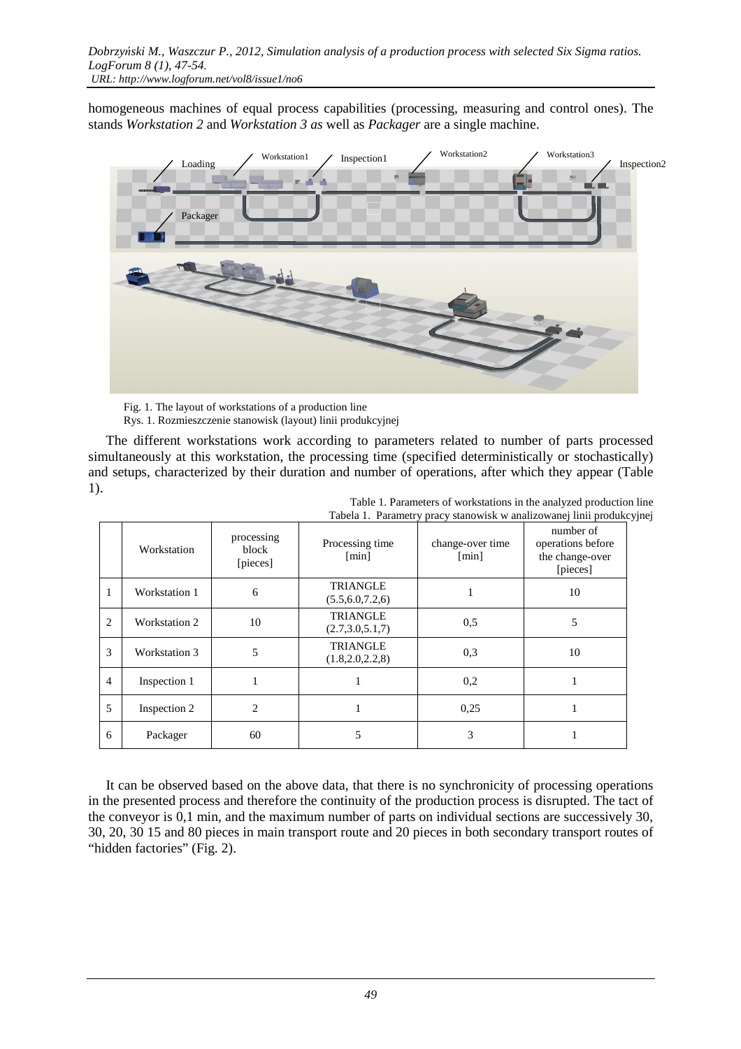homogeneous machines of equal process capabilities (processing, measuring and control ones). The stands *Workstation 2* and *Workstation 3 as* well as *Packager* are a single machine.

Fig. 1. The layout of workstations of a production line
Rys. 1. Rozmieszczenie stanowisk (layout) linii produkcyjnej

The different workstations work according to parameters related to number of parts processed simultaneously at this workstation, the processing time (specified deterministically or stochastically) and setups, characterized by their duration and number of operations, after which they appear (Table 1).

Table 1. Parameters of workstations in the analyzed production line
Tabela 1. Parametry pracy stanowisk w analizowanej linii produkcyjnej

| | Workstation | processing block [pieces] | Processing time [min] | change-over time [min] | number of operations before the change-over [pieces] |
|---|---|---|---|---|---|
| 1 | Workstation 1 | 6 | TRIANGLE (5.5,6.0,7.2,6) | 1 | 10 |
| 2 | Workstation 2 | 10 | TRIANGLE (2.7,3.0,5.1,7) | 0,5 | 5 |
| 3 | Workstation 3 | 5 | TRIANGLE (1.8,2.0,2.2,8) | 0,3 | 10 |
| 4 | Inspection 1 | 1 | 1 | 0,2 | 1 |
| 5 | Inspection 2 | 2 | 1 | 0,25 | 1 |
| 6 | Packager | 60 | 5 | 3 | 1 |

It can be observed based on the above data, that there is no synchronicity of processing operations in the presented process and therefore the continuity of the production process is disrupted. The tact of the conveyor is 0,1 min, and the maximum number of parts on individual sections are successively 30, 30, 20, 30 15 and 80 pieces in main transport route and 20 pieces in both secondary transport routes of "hidden factories" (Fig. 2).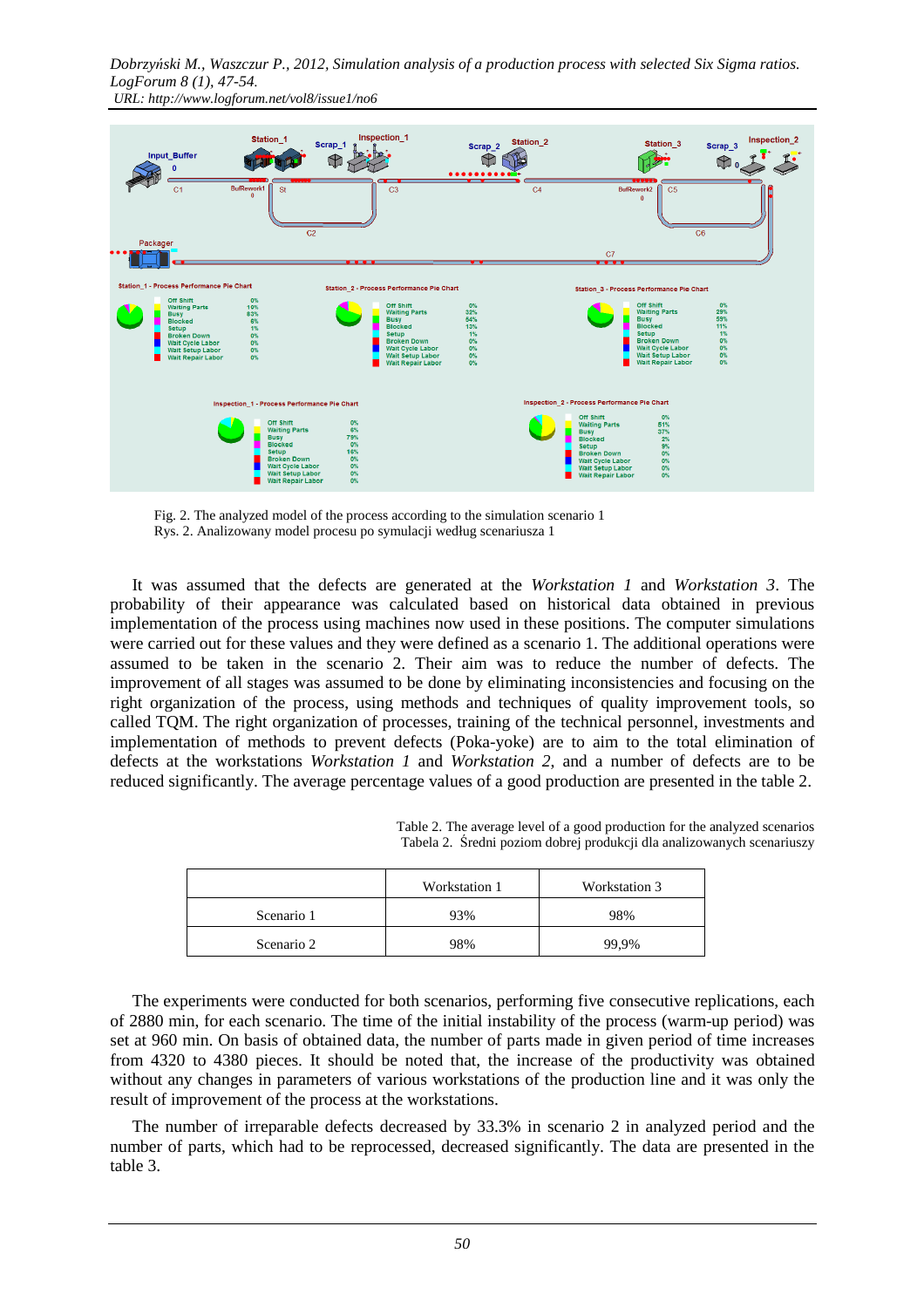Fig. 2. The analyzed model of the process according to the simulation scenario 1
Rys. 2. Analizowany model procesu po symulacji według scenariusza 1

It was assumed that the defects are generated at the *Workstation 1* and *Workstation 3*. The probability of their appearance was calculated based on historical data obtained in previous implementation of the process using machines now used in these positions. The computer simulations were carried out for these values and they were defined as a scenario 1. The additional operations were assumed to be taken in scenario 2. Their aim was to reduce the number of defects. The improvement of all stages was assumed to be done by eliminating inconsistencies and focusing on the right organization of the process, using methods and techniques of quality improvement tools, so called TQM. The right organization of processes, training of the technical personnel, investments and implementation of methods to prevent defects (Poka-yoke) are to aim to the total elimination of defects at the workstations *Workstation 1* and *Workstation 2*, and a number of defects are to be reduced significantly. The average percentage values of a good production are presented in the table 2.

Table 2. The average level of a good production for the analyzed scenarios
Tabela 2. Średni poziom dobrej produkcji dla analizowanych scenariuszy

| | Workstation 1 | Workstation 3 |
|---|---|---|
| Scenario 1 | 93% | 98% |
| Scenario 2 | 98% | 99,9% |

The experiments were conducted for both scenarios, performing five consecutive replications, each of 2880 min, for each scenario. The time of the initial instability of the process (warm-up period) was set at 960 min. On basis of obtained data, the number of parts made in given period of time increases from 4320 to 4380 pieces. It should be noted that, the increase of the productivity was obtained without any changes in parameters of various workstations of the production line and it was only the result of improvement of the process at the workstations.

The number of irreparable defects decreased by 33.3% in scenario 2 in analyzed period and the number of parts, which had to be reprocessed, decreased significantly. The data are presented in the table 3.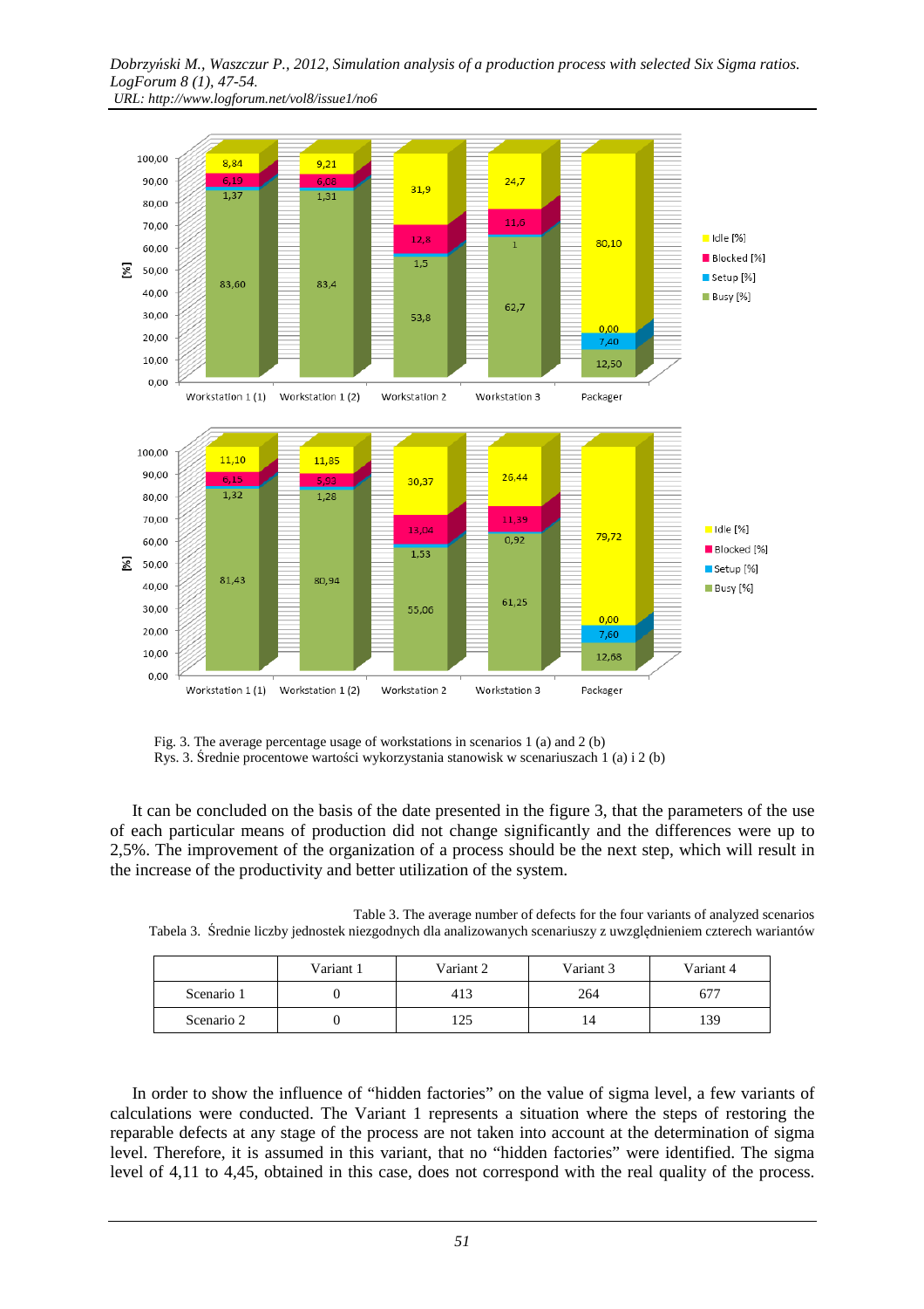Fig. 3. The average percentage usage of workstations in scenarios 1 (a) and 2 (b)

Rys. 3. Średnie procentowe wartości wykorzystania stanowisk w scenariuszach 1 (a) i 2 (b)

It can be concluded on the basis of the date presented in the figure 3, that the parameters of the use of each particular means of production did not change significantly and the differences were up to 2,5%. The improvement of the organization of a process should be the next step, which will result in the increase of the productivity and better utilization of the system.

Table 3. The average number of defects for the four variants of analyzed scenarios

Tabela 3. Średnie liczby jednostek niezgodnych dla analizowanych scenariuszy z uwzględnieniem czterech wariantów

| | Variant 1 | Variant 2 | Variant 3 | Variant 4 |
|---|---|---|---|---|
| Scenario 1 | 0 | 413 | 264 | 677 |
| Scenario 2 | 0 | 125 | 14 | 139 |

In order to show the influence of "hidden factories" on the value of sigma level, a few variants of calculations were conducted. The Variant 1 represents a situation where the steps of restoring the reparable defects at any stage of the process are not taken into account at the determination of sigma level. Therefore, it is assumed in this variant, that no "hidden factories" were identified. The sigma level of 4,11 to 4,45, obtained in this case, does not correspond with the real quality of the process.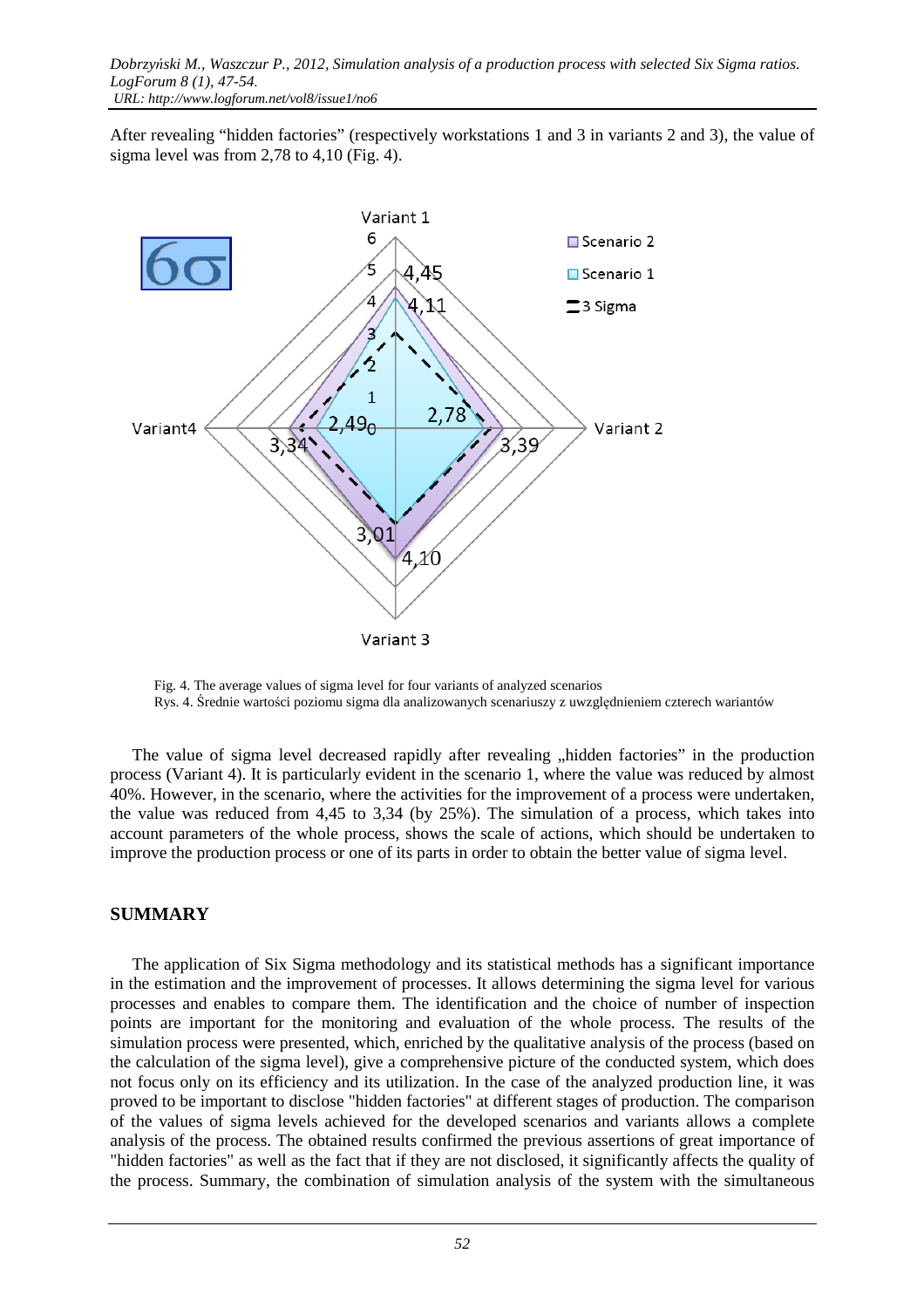After revealing "hidden factories" (respectively workstations 1 and 3 in variants 2 and 3), the value of sigma level was from 2,78 to 4,10 (Fig. 4).

Fig. 4. The average values of sigma level for four variants of analyzed scenarios
Rys. 4. Średnie wartości poziomu sigma dla analizowanych scenariuszy z uwzględnieniem czterech wariantów

The value of sigma level decreased rapidly after revealing „hidden factories" in the production process (Variant 4). It is particularly evident in the scenario 1, where the value was reduced by almost 40%. However, in the scenario, where the activities for the improvement of a process were undertaken, the value was reduced from 4,45 to 3,34 (by 25%). The simulation of a process, which takes into account parameters of the whole process, shows the scale of actions, which should be undertaken to improve the production process or one of its parts in order to obtain the better value of sigma level.

## SUMMARY

The application of Six Sigma methodology and its statistical methods has a significant importance in the estimation and the improvement of processes. It allows determining the sigma level for various processes and enables to compare them. The identification and the choice of number of inspection points are important for the monitoring and evaluation of the whole process. The results of the simulation process were presented, which, enriched by the qualitative analysis of the process (based on the calculation of the sigma level), give a comprehensive picture of the conducted system, which does not focus only on its efficiency and its utilization. In the case of the analyzed production line, it was proved to be important to disclose "hidden factories" at different stages of production. The comparison of the values of sigma levels achieved for the developed scenarios and variants allows a complete analysis of the process. The obtained results confirmed the previous assertions of great importance of "hidden factories" as well as the fact that if they are not disclosed, it significantly affects the quality of the process. Summary, the combination of simulation analysis of the system with the simultaneous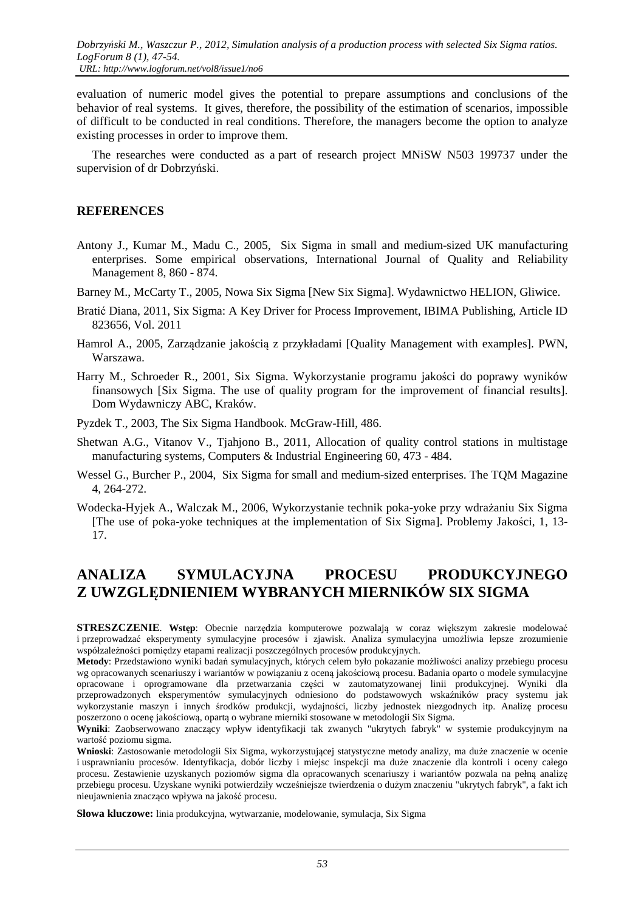evaluation of numeric model gives the potential to prepare assumptions and conclusions of the behavior of real systems. It gives, therefore, the possibility of the estimation of scenarios, impossible of difficult to be conducted in real conditions. Therefore, the managers become the option to analyze existing processes in order to improve them.

The researches were conducted as a part of research project MNiSW N503 199737 under the supervision of dr Dobrzyński.

## REFERENCES

Antony J., Kumar M., Madu C., 2005, Six Sigma in small and medium-sized UK manufacturing enterprises. Some empirical observations, International Journal of Quality and Reliability Management 8, 860 - 874.

Barney M., McCarty T., 2005, Nowa Six Sigma [New Six Sigma]. Wydawnictwo HELION, Gliwice.

Bratić Diana, 2011, Six Sigma: A Key Driver for Process Improvement, IBIMA Publishing, Article ID 823656, Vol. 2011

Hamrol A., 2005, Zarządzanie jakością z przykładami [Quality Management with examples]. PWN, Warszawa.

Harry M., Schroeder R., 2001, Six Sigma. Wykorzystanie programu jakości do poprawy wyników finansowych [Six Sigma. The use of quality program for the improvement of financial results]. Dom Wydawniczy ABC, Kraków.

Pyzdek T., 2003, The Six Sigma Handbook. McGraw-Hill, 486.

Shetwan A.G., Vitanov V., Tjahjono B., 2011, Allocation of quality control stations in multistage manufacturing systems, Computers & Industrial Engineering 60, 473 - 484.

Wessel G., Burcher P., 2004, Six Sigma for small and medium-sized enterprises. The TQM Magazine 4, 264-272.

Wodecka-Hyjek A., Walczak M., 2006, Wykorzystanie technik poka-yoke przy wdrażaniu Six Sigma [The use of poka-yoke techniques at the implementation of Six Sigma]. Problemy Jakości, 1, 13-17.

# ANALIZA SYMULACYJNA PROCESU PRODUKCYJNEGO Z UWZGLĘDNIENIEM WYBRANYCH MIERNIKÓW SIX SIGMA

**STRESZCZENIE**. **Wstęp**: Obecnie narzędzia komputerowe pozwalają w coraz większym zakresie modelować i przeprowadzać eksperymenty symulacyjne procesów i zjawisk. Analiza symulacyjna umożliwia lepsze zrozumienie współzależności pomiędzy etapami realizacji poszczególnych procesów produkcyjnych.

**Metody**: Przedstawiono wyniki badań symulacyjnych, których celem było pokazanie możliwości analizy przebiegu procesu wg opracowanych scenariuszy i wariantów w powiązaniu z oceną jakościową procesu. Badania oparto o modele symulacyjne opracowane i oprogramowane dla przetwarzania części w zautomatyzowanej linii produkcyjnej. Wyniki dla przeprowadzonych eksperymentów symulacyjnych odniesiono do podstawowych wskaźników pracy systemu jak wykorzystanie maszyn i innych środków produkcji, wydajności, liczby jednostek niezgodnych itp. Analizę procesu poszerzono o ocenę jakościową, opartą o wybrane mierniki stosowane w metodologii Six Sigma.

**Wyniki**: Zaobserwowano znaczący wpływ identyfikacji tak zwanych "ukrytych fabryk" w systemie produkcyjnym na wartość poziomu sigma.

**Wnioski**: Zastosowanie metodologii Six Sigma, wykorzystującej statystyczne metody analizy, ma duże znaczenie w ocenie i usprawnianiu procesów. Identyfikacja, dobór liczby i miejsc inspekcji ma duże znaczenie dla kontroli i oceny całego procesu. Zestawienie uzyskanych poziomów sigma dla opracowanych scenariuszy i wariantów pozwala na pełną analizę przebiegu procesu. Uzyskane wyniki potwierdziły wcześniejsze twierdzenia o dużym znaczeniu "ukrytych fabryk", a fakt ich nieujawnienia znacząco wpływa na jakość procesu.

**Słowa kluczowe:** linia produkcyjna, wytwarzanie, modelowanie, symulacja, Six Sigma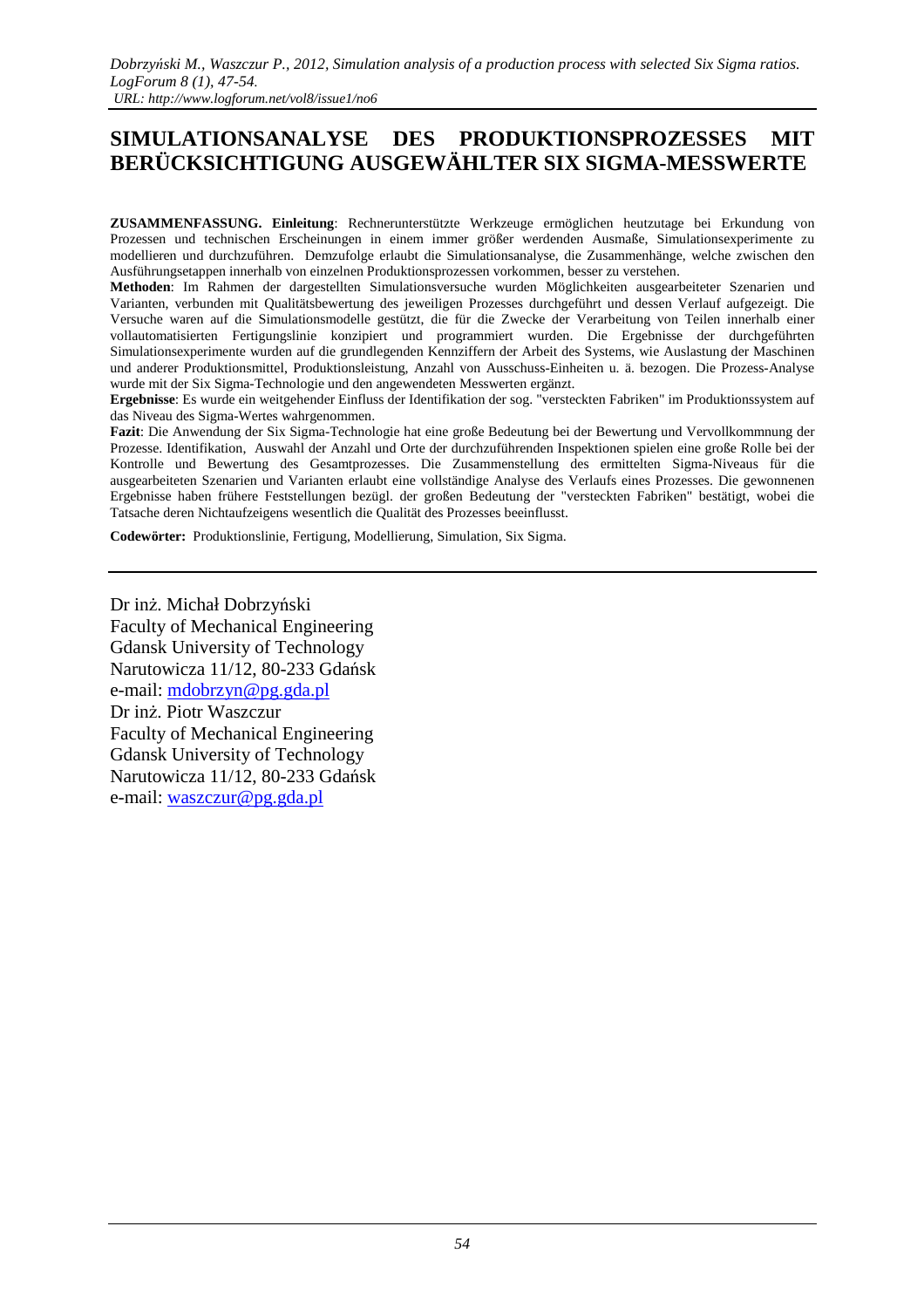# SIMULATIONSANALYSE DES PRODUKTIONSPROZESSES MIT BERÜCKSICHTIGUNG AUSGEWÄHLTER SIX SIGMA-MESSWERTE

**ZUSAMMENFASSUNG. Einleitung**: Rechnerunterstützte Werkzeuge ermöglichen heutzutage bei Erkundung von Prozessen und technischen Erscheinungen in einem immer größer werdenden Ausmaße, Simulationsexperimente zu modellieren und durchzuführen. Demzufolge erlaubt die Simulationsanalyse, die Zusammenhänge, welche zwischen den Ausführungsetappen innerhalb von einzelnen Produktionsprozessen vorkommen, besser zu verstehen.

**Methoden**: Im Rahmen der dargestellten Simulationsversuche wurden Möglichkeiten ausgearbeiteter Szenarien und Varianten, verbunden mit Qualitätsbewertung des jeweiligen Prozesses durchgeführt und dessen Verlauf aufgezeigt. Die Versuche waren auf die Simulationsmodelle gestützt, die für die Zwecke der Verarbeitung von Teilen innerhalb einer vollautomatisierten Fertigungslinie konzipiert und programmiert wurden. Die Ergebnisse der durchgeführten Simulationsexperimente wurden auf die grundlegenden Kennziffern der Arbeit des Systems, wie Auslastung der Maschinen und anderer Produktionsmittel, Produktionsleistung, Anzahl von Ausschuss-Einheiten u. ä. bezogen. Die Prozess-Analyse wurde mit der Six Sigma-Technologie und den angewendeten Messwerten ergänzt.

**Ergebnisse**: Es wurde ein weitgehender Einfluss der Identifikation der sog. "versteckten Fabriken" im Produktionssystem auf das Niveau des Sigma-Wertes wahrgenommen.

**Fazit**: Die Anwendung der Six Sigma-Technologie hat eine große Bedeutung bei der Bewertung und Vervollkommnung der Prozesse. Identifikation, Auswahl der Anzahl und Orte der durchzuführenden Inspektionen spielen eine große Rolle bei der Kontrolle und Bewertung des Gesamtprozesses. Die Zusammenstellung des ermittelten Sigma-Niveaus für die ausgearbeiteten Szenarien und Varianten erlaubt eine vollständige Analyse des Verlaufs eines Prozesses. Die gewonnenen Ergebnisse haben frühere Feststellungen bezügl. der großen Bedeutung der "versteckten Fabriken" bestätigt, wobei die Tatsache deren Nichtaufzeigens wesentlich die Qualität des Prozesses beeinflusst.

**Codewörter:** Produktionslinie, Fertigung, Modellierung, Simulation, Six Sigma.

Dr inż. Michał Dobrzyński
Faculty of Mechanical Engineering
Gdansk University of Technology
Narutowicza 11/12, 80-233 Gdańsk
e-mail: mdobrzyn@pg.gda.pl

Dr inż. Piotr Waszczur
Faculty of Mechanical Engineering
Gdansk University of Technology
Narutowicza 11/12, 80-233 Gdańsk
e-mail: waszczur@pg.gda.pl